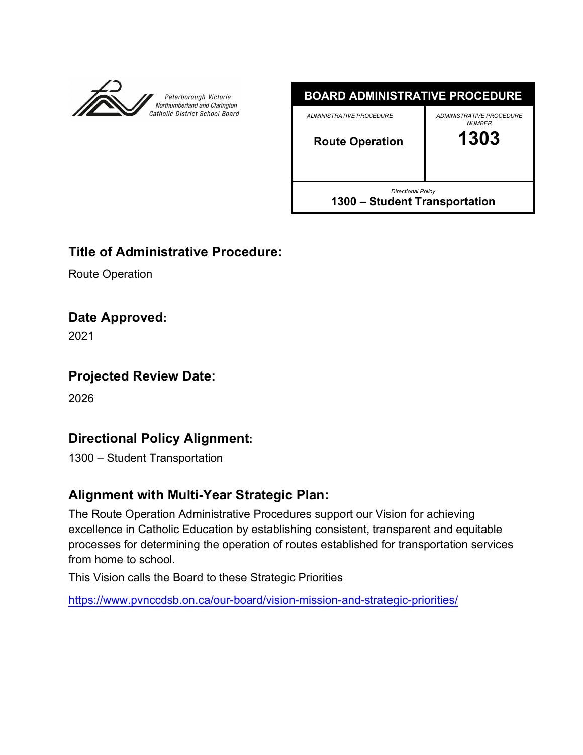Peterborough Victoria Northumberland and Clarington Catholic District School Board

| BOARD ADMINISTRATIVE PROCEDURE | |
|---|---|
| *ADMINISTRATIVE PROCEDURE* **Route Operation** | *ADMINISTRATIVE PROCEDURE NUMBER* **1303** |
| *Directional Policy* **1300 – Student Transportation** | |

## Title of Administrative Procedure:

Route Operation

## Date Approved:

2021

## Projected Review Date:

2026

## Directional Policy Alignment:

1300 – Student Transportation

## Alignment with Multi-Year Strategic Plan:

The Route Operation Administrative Procedures support our Vision for achieving excellence in Catholic Education by establishing consistent, transparent and equitable processes for determining the operation of routes established for transportation services from home to school.

This Vision calls the Board to these Strategic Priorities

https://www.pvnccdsb.on.ca/our-board/vision-mission-and-strategic-priorities/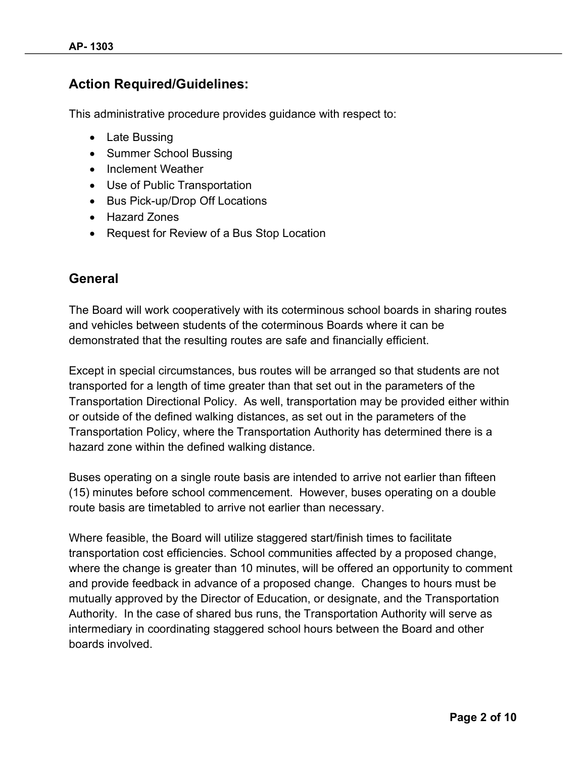## Action Required/Guidelines:

This administrative procedure provides guidance with respect to:

- Late Bussing
- Summer School Bussing
- Inclement Weather
- Use of Public Transportation
- Bus Pick-up/Drop Off Locations
- Hazard Zones
- Request for Review of a Bus Stop Location

## General

The Board will work cooperatively with its coterminous school boards in sharing routes and vehicles between students of the coterminous Boards where it can be demonstrated that the resulting routes are safe and financially efficient.

Except in special circumstances, bus routes will be arranged so that students are not transported for a length of time greater than that set out in the parameters of the Transportation Directional Policy. As well, transportation may be provided either within or outside of the defined walking distances, as set out in the parameters of the Transportation Policy, where the Transportation Authority has determined there is a hazard zone within the defined walking distance.

Buses operating on a single route basis are intended to arrive not earlier than fifteen (15) minutes before school commencement. However, buses operating on a double route basis are timetabled to arrive not earlier than necessary.

Where feasible, the Board will utilize staggered start/finish times to facilitate transportation cost efficiencies. School communities affected by a proposed change, where the change is greater than 10 minutes, will be offered an opportunity to comment and provide feedback in advance of a proposed change. Changes to hours must be mutually approved by the Director of Education, or designate, and the Transportation Authority. In the case of shared bus runs, the Transportation Authority will serve as intermediary in coordinating staggered school hours between the Board and other boards involved.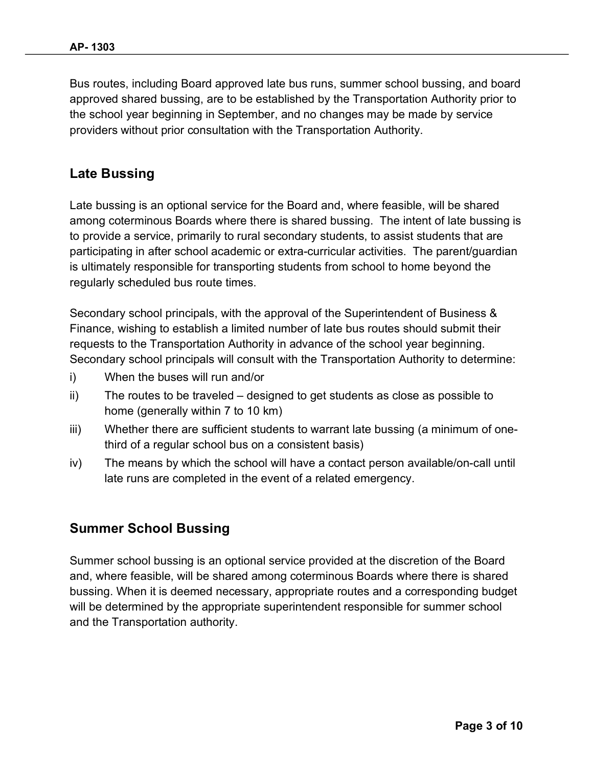Bus routes, including Board approved late bus runs, summer school bussing, and board approved shared bussing, are to be established by the Transportation Authority prior to the school year beginning in September, and no changes may be made by service providers without prior consultation with the Transportation Authority.

## Late Bussing

Late bussing is an optional service for the Board and, where feasible, will be shared among coterminous Boards where there is shared bussing. The intent of late bussing is to provide a service, primarily to rural secondary students, to assist students that are participating in after school academic or extra-curricular activities. The parent/guardian is ultimately responsible for transporting students from school to home beyond the regularly scheduled bus route times.

Secondary school principals, with the approval of the Superintendent of Business & Finance, wishing to establish a limited number of late bus routes should submit their requests to the Transportation Authority in advance of the school year beginning. Secondary school principals will consult with the Transportation Authority to determine:

i) When the buses will run and/or

ii) The routes to be traveled – designed to get students as close as possible to home (generally within 7 to 10 km)

iii) Whether there are sufficient students to warrant late bussing (a minimum of one-third of a regular school bus on a consistent basis)

iv) The means by which the school will have a contact person available/on-call until late runs are completed in the event of a related emergency.

## Summer School Bussing

Summer school bussing is an optional service provided at the discretion of the Board and, where feasible, will be shared among coterminous Boards where there is shared bussing. When it is deemed necessary, appropriate routes and a corresponding budget will be determined by the appropriate superintendent responsible for summer school and the Transportation authority.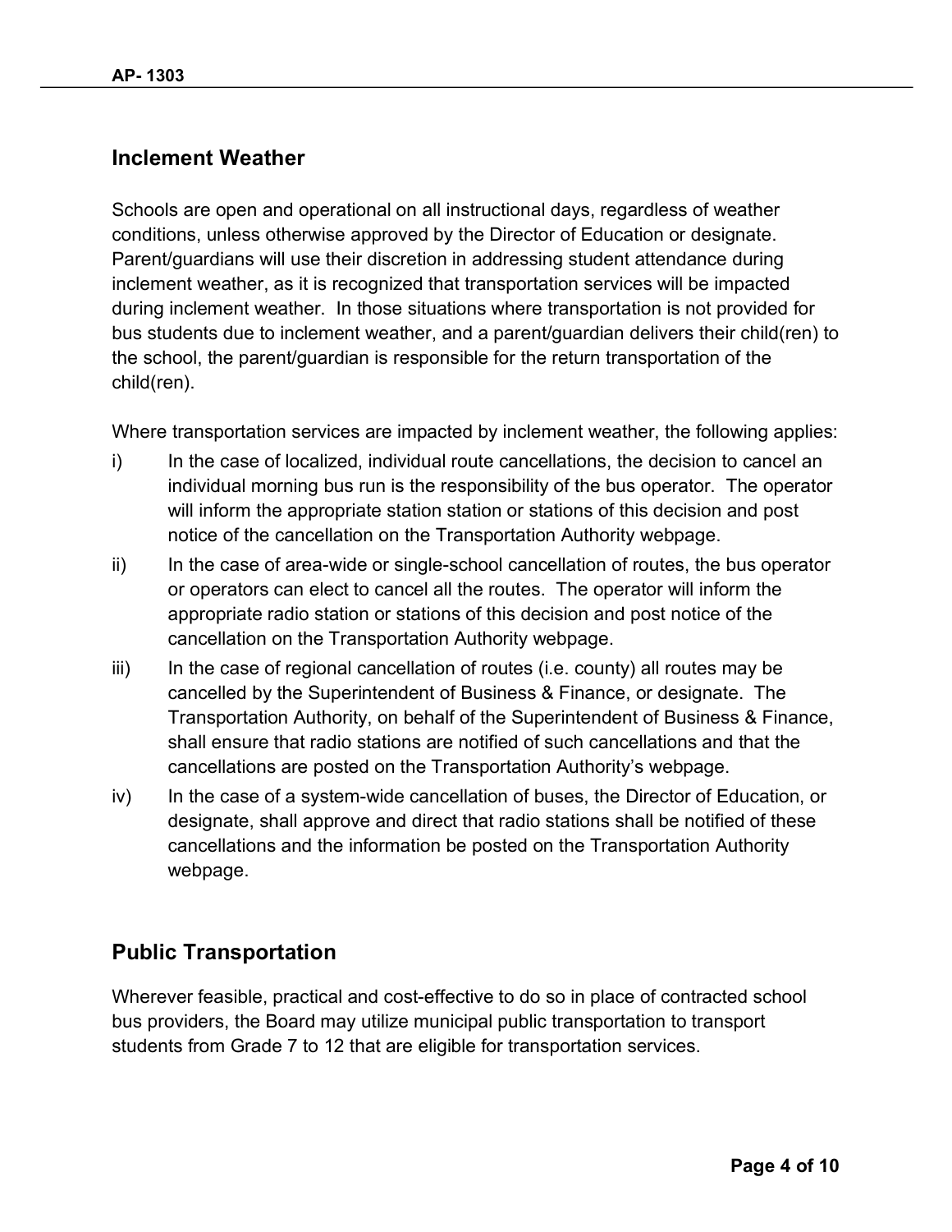## Inclement Weather

Schools are open and operational on all instructional days, regardless of weather conditions, unless otherwise approved by the Director of Education or designate. Parent/guardians will use their discretion in addressing student attendance during inclement weather, as it is recognized that transportation services will be impacted during inclement weather. In those situations where transportation is not provided for bus students due to inclement weather, and a parent/guardian delivers their child(ren) to the school, the parent/guardian is responsible for the return transportation of the child(ren).

Where transportation services are impacted by inclement weather, the following applies:

i) In the case of localized, individual route cancellations, the decision to cancel an individual morning bus run is the responsibility of the bus operator. The operator will inform the appropriate station station or stations of this decision and post notice of the cancellation on the Transportation Authority webpage.

ii) In the case of area-wide or single-school cancellation of routes, the bus operator or operators can elect to cancel all the routes. The operator will inform the appropriate radio station or stations of this decision and post notice of the cancellation on the Transportation Authority webpage.

iii) In the case of regional cancellation of routes (i.e. county) all routes may be cancelled by the Superintendent of Business & Finance, or designate. The Transportation Authority, on behalf of the Superintendent of Business & Finance, shall ensure that radio stations are notified of such cancellations and that the cancellations are posted on the Transportation Authority's webpage.

iv) In the case of a system-wide cancellation of buses, the Director of Education, or designate, shall approve and direct that radio stations shall be notified of these cancellations and the information be posted on the Transportation Authority webpage.

## Public Transportation

Wherever feasible, practical and cost-effective to do so in place of contracted school bus providers, the Board may utilize municipal public transportation to transport students from Grade 7 to 12 that are eligible for transportation services.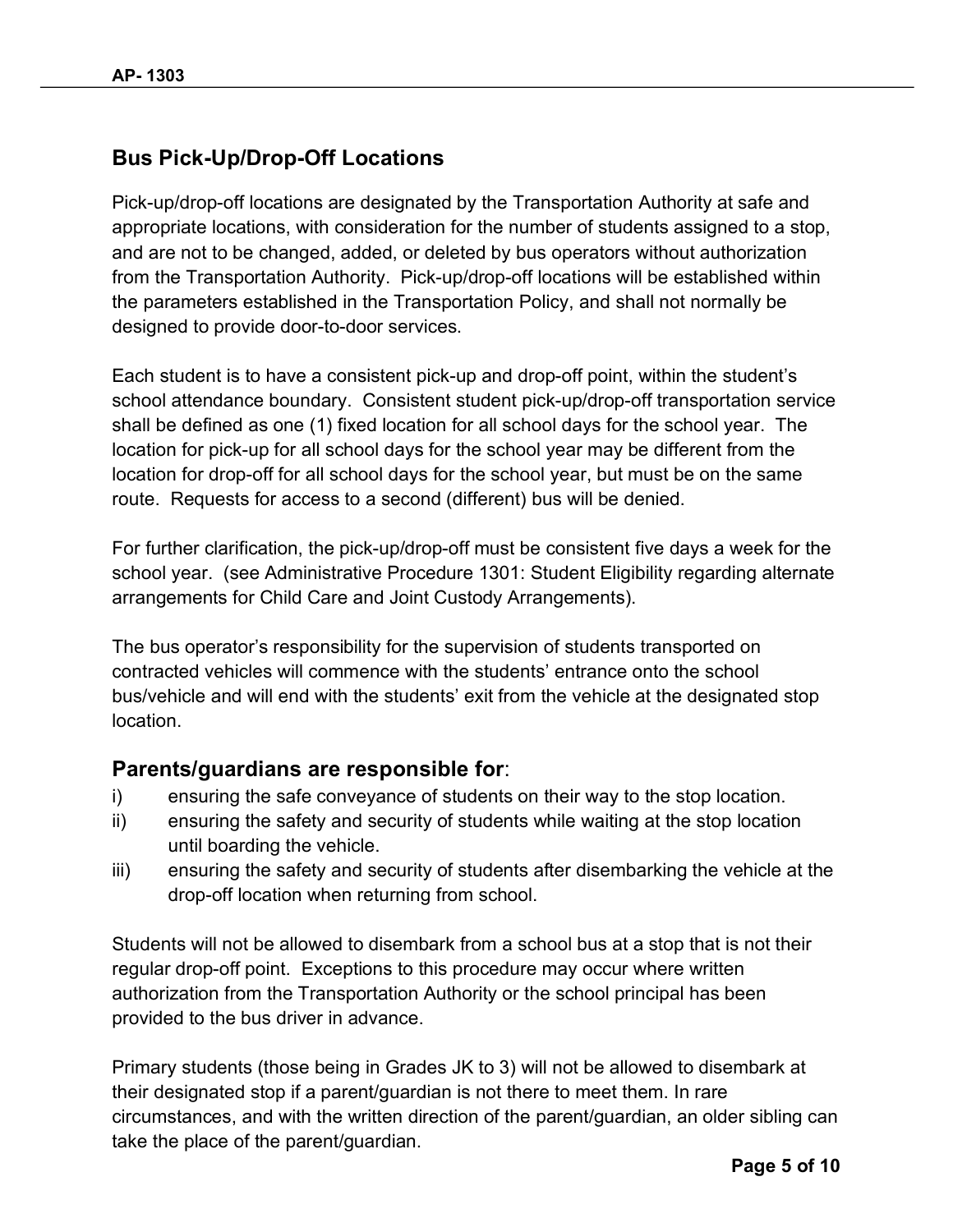## Bus Pick-Up/Drop-Off Locations

Pick-up/drop-off locations are designated by the Transportation Authority at safe and appropriate locations, with consideration for the number of students assigned to a stop, and are not to be changed, added, or deleted by bus operators without authorization from the Transportation Authority. Pick-up/drop-off locations will be established within the parameters established in the Transportation Policy, and shall not normally be designed to provide door-to-door services.

Each student is to have a consistent pick-up and drop-off point, within the student's school attendance boundary. Consistent student pick-up/drop-off transportation service shall be defined as one (1) fixed location for all school days for the school year. The location for pick-up for all school days for the school year may be different from the location for drop-off for all school days for the school year, but must be on the same route. Requests for access to a second (different) bus will be denied.

For further clarification, the pick-up/drop-off must be consistent five days a week for the school year. (see Administrative Procedure 1301: Student Eligibility regarding alternate arrangements for Child Care and Joint Custody Arrangements).

The bus operator's responsibility for the supervision of students transported on contracted vehicles will commence with the students' entrance onto the school bus/vehicle and will end with the students' exit from the vehicle at the designated stop location.

### **Parents/guardians are responsible for**:

i) ensuring the safe conveyance of students on their way to the stop location.
ii) ensuring the safety and security of students while waiting at the stop location until boarding the vehicle.
iii) ensuring the safety and security of students after disembarking the vehicle at the drop-off location when returning from school.

Students will not be allowed to disembark from a school bus at a stop that is not their regular drop-off point. Exceptions to this procedure may occur where written authorization from the Transportation Authority or the school principal has been provided to the bus driver in advance.

Primary students (those being in Grades JK to 3) will not be allowed to disembark at their designated stop if a parent/guardian is not there to meet them. In rare circumstances, and with the written direction of the parent/guardian, an older sibling can take the place of the parent/guardian.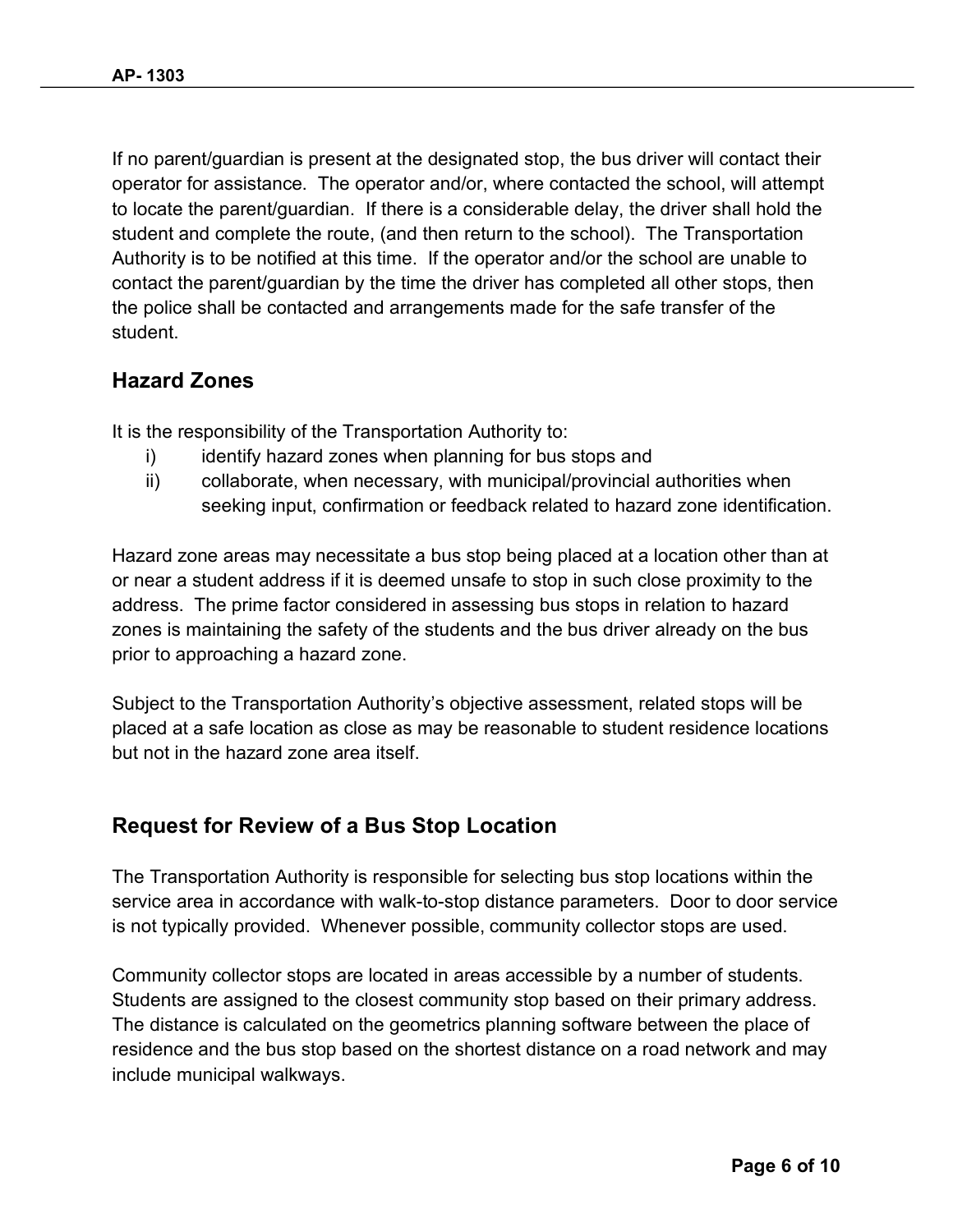If no parent/guardian is present at the designated stop, the bus driver will contact their operator for assistance. The operator and/or, where contacted the school, will attempt to locate the parent/guardian. If there is a considerable delay, the driver shall hold the student and complete the route, (and then return to the school). The Transportation Authority is to be notified at this time. If the operator and/or the school are unable to contact the parent/guardian by the time the driver has completed all other stops, then the police shall be contacted and arrangements made for the safe transfer of the student.

## Hazard Zones

It is the responsibility of the Transportation Authority to:

i) identify hazard zones when planning for bus stops and

ii) collaborate, when necessary, with municipal/provincial authorities when seeking input, confirmation or feedback related to hazard zone identification.

Hazard zone areas may necessitate a bus stop being placed at a location other than at or near a student address if it is deemed unsafe to stop in such close proximity to the address. The prime factor considered in assessing bus stops in relation to hazard zones is maintaining the safety of the students and the bus driver already on the bus prior to approaching a hazard zone.

Subject to the Transportation Authority's objective assessment, related stops will be placed at a safe location as close as may be reasonable to student residence locations but not in the hazard zone area itself.

## Request for Review of a Bus Stop Location

The Transportation Authority is responsible for selecting bus stop locations within the service area in accordance with walk-to-stop distance parameters. Door to door service is not typically provided. Whenever possible, community collector stops are used.

Community collector stops are located in areas accessible by a number of students. Students are assigned to the closest community stop based on their primary address. The distance is calculated on the geometrics planning software between the place of residence and the bus stop based on the shortest distance on a road network and may include municipal walkways.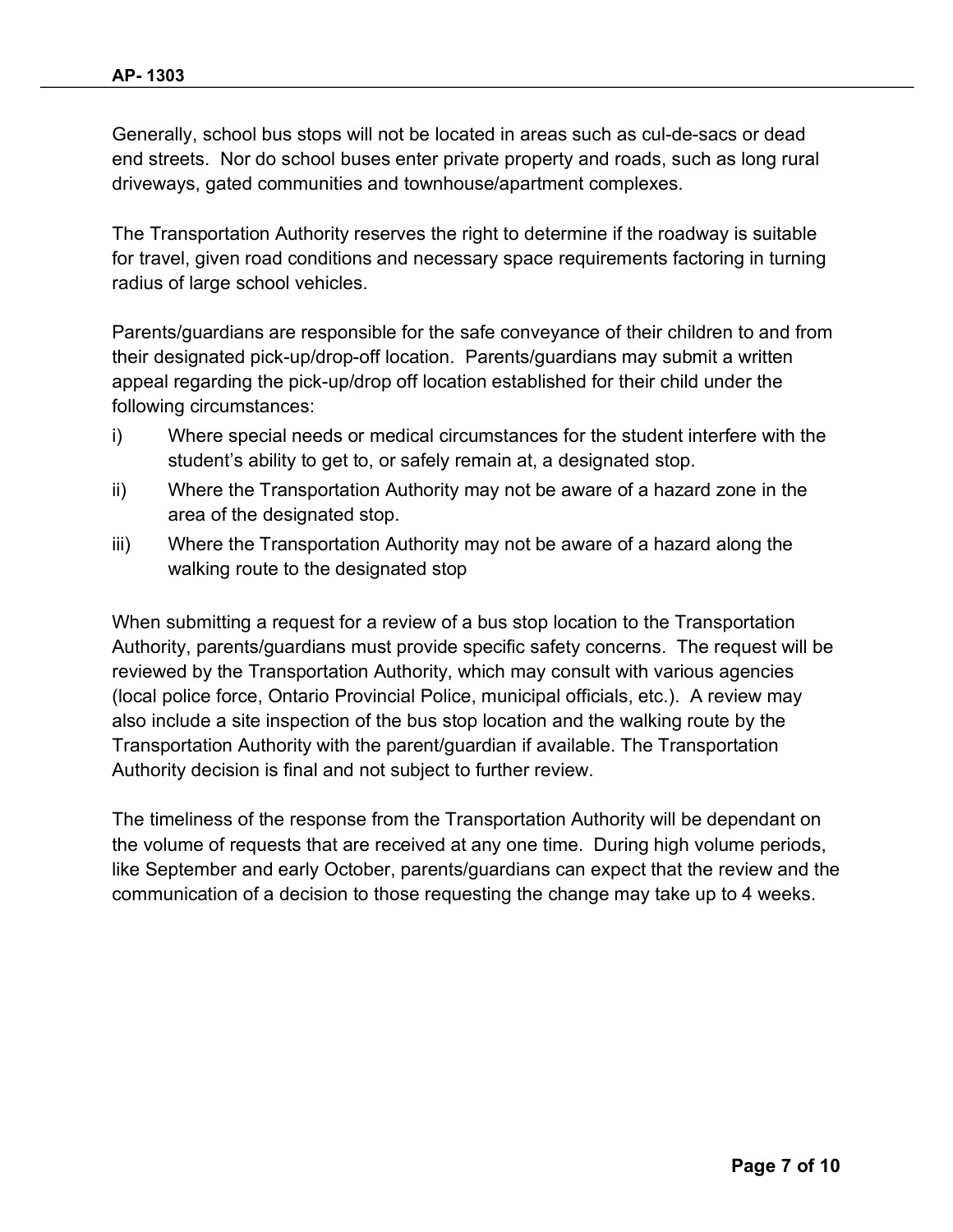Generally, school bus stops will not be located in areas such as cul-de-sacs or dead end streets. Nor do school buses enter private property and roads, such as long rural driveways, gated communities and townhouse/apartment complexes.

The Transportation Authority reserves the right to determine if the roadway is suitable for travel, given road conditions and necessary space requirements factoring in turning radius of large school vehicles.

Parents/guardians are responsible for the safe conveyance of their children to and from their designated pick-up/drop-off location. Parents/guardians may submit a written appeal regarding the pick-up/drop off location established for their child under the following circumstances:

i) Where special needs or medical circumstances for the student interfere with the student's ability to get to, or safely remain at, a designated stop.
ii) Where the Transportation Authority may not be aware of a hazard zone in the area of the designated stop.
iii) Where the Transportation Authority may not be aware of a hazard along the walking route to the designated stop

When submitting a request for a review of a bus stop location to the Transportation Authority, parents/guardians must provide specific safety concerns. The request will be reviewed by the Transportation Authority, which may consult with various agencies (local police force, Ontario Provincial Police, municipal officials, etc.). A review may also include a site inspection of the bus stop location and the walking route by the Transportation Authority with the parent/guardian if available. The Transportation Authority decision is final and not subject to further review.

The timeliness of the response from the Transportation Authority will be dependant on the volume of requests that are received at any one time. During high volume periods, like September and early October, parents/guardians can expect that the review and the communication of a decision to those requesting the change may take up to 4 weeks.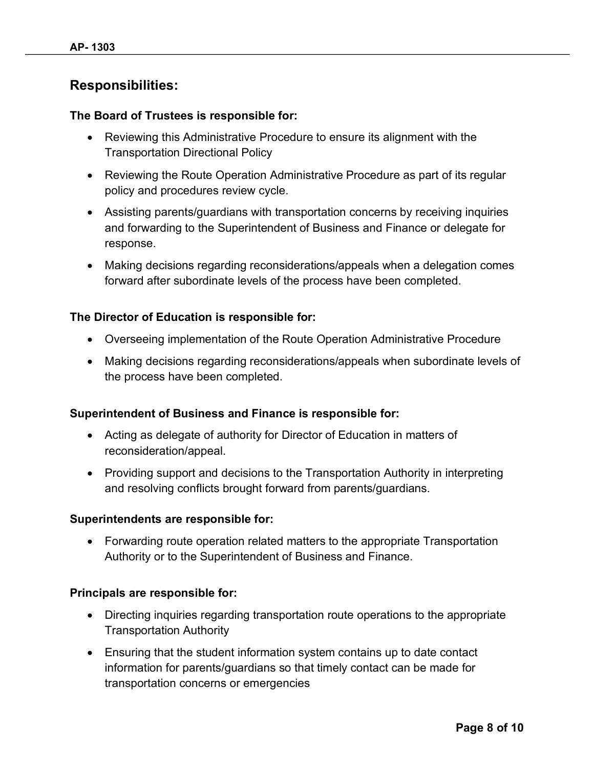## Responsibilities:

**The Board of Trustees is responsible for:**

- Reviewing this Administrative Procedure to ensure its alignment with the Transportation Directional Policy
- Reviewing the Route Operation Administrative Procedure as part of its regular policy and procedures review cycle.
- Assisting parents/guardians with transportation concerns by receiving inquiries and forwarding to the Superintendent of Business and Finance or delegate for response.
- Making decisions regarding reconsiderations/appeals when a delegation comes forward after subordinate levels of the process have been completed.

**The Director of Education is responsible for:**

- Overseeing implementation of the Route Operation Administrative Procedure
- Making decisions regarding reconsiderations/appeals when subordinate levels of the process have been completed.

**Superintendent of Business and Finance is responsible for:**

- Acting as delegate of authority for Director of Education in matters of reconsideration/appeal.
- Providing support and decisions to the Transportation Authority in interpreting and resolving conflicts brought forward from parents/guardians.

**Superintendents are responsible for:**

- Forwarding route operation related matters to the appropriate Transportation Authority or to the Superintendent of Business and Finance.

**Principals are responsible for:**

- Directing inquiries regarding transportation route operations to the appropriate Transportation Authority
- Ensuring that the student information system contains up to date contact information for parents/guardians so that timely contact can be made for transportation concerns or emergencies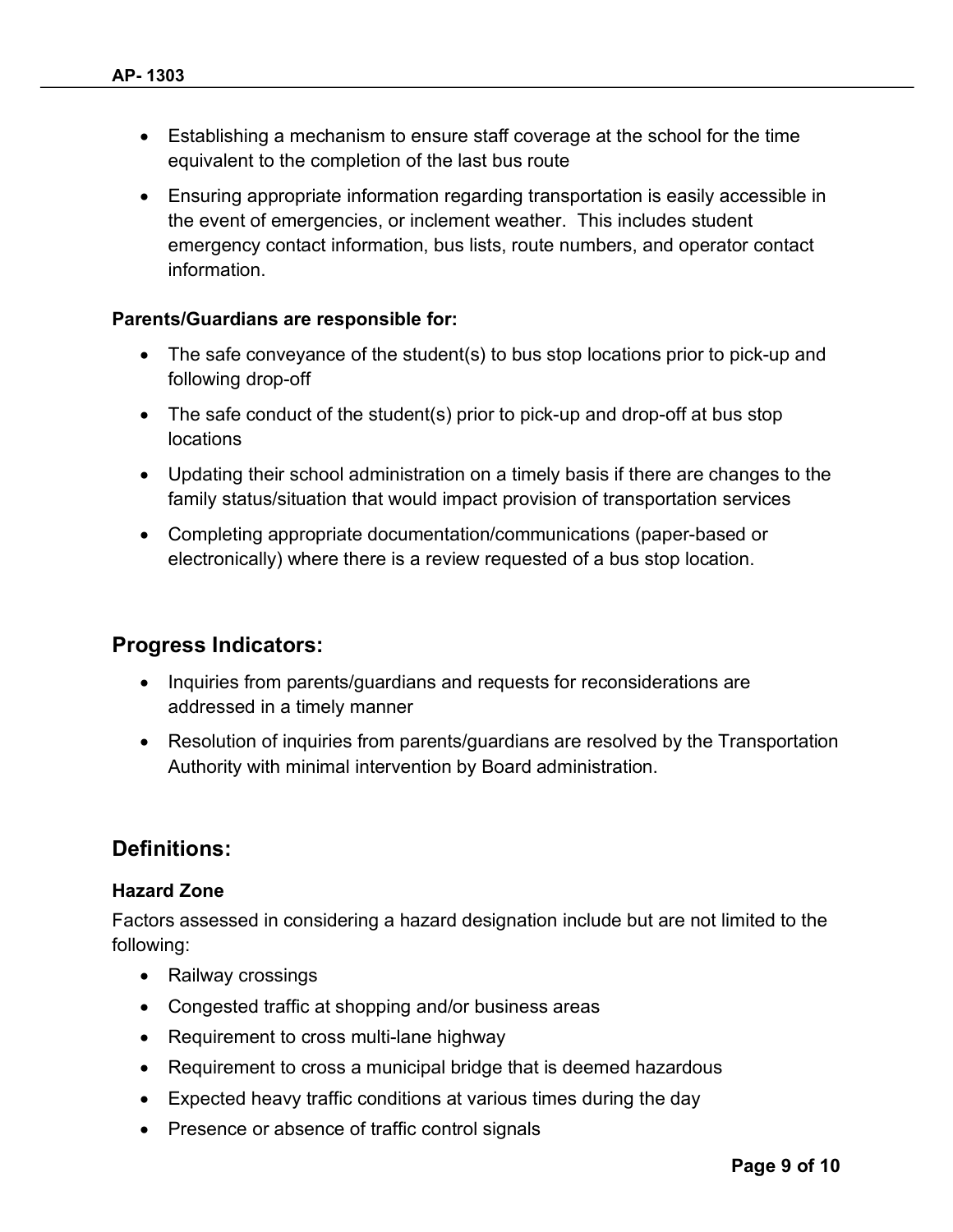- Establishing a mechanism to ensure staff coverage at the school for the time equivalent to the completion of the last bus route
- Ensuring appropriate information regarding transportation is easily accessible in the event of emergencies, or inclement weather. This includes student emergency contact information, bus lists, route numbers, and operator contact information.

**Parents/Guardians are responsible for:**

- The safe conveyance of the student(s) to bus stop locations prior to pick-up and following drop-off
- The safe conduct of the student(s) prior to pick-up and drop-off at bus stop locations
- Updating their school administration on a timely basis if there are changes to the family status/situation that would impact provision of transportation services
- Completing appropriate documentation/communications (paper-based or electronically) where there is a review requested of a bus stop location.

## Progress Indicators:

- Inquiries from parents/guardians and requests for reconsiderations are addressed in a timely manner
- Resolution of inquiries from parents/guardians are resolved by the Transportation Authority with minimal intervention by Board administration.

## Definitions:

**Hazard Zone**

Factors assessed in considering a hazard designation include but are not limited to the following:

- Railway crossings
- Congested traffic at shopping and/or business areas
- Requirement to cross multi-lane highway
- Requirement to cross a municipal bridge that is deemed hazardous
- Expected heavy traffic conditions at various times during the day
- Presence or absence of traffic control signals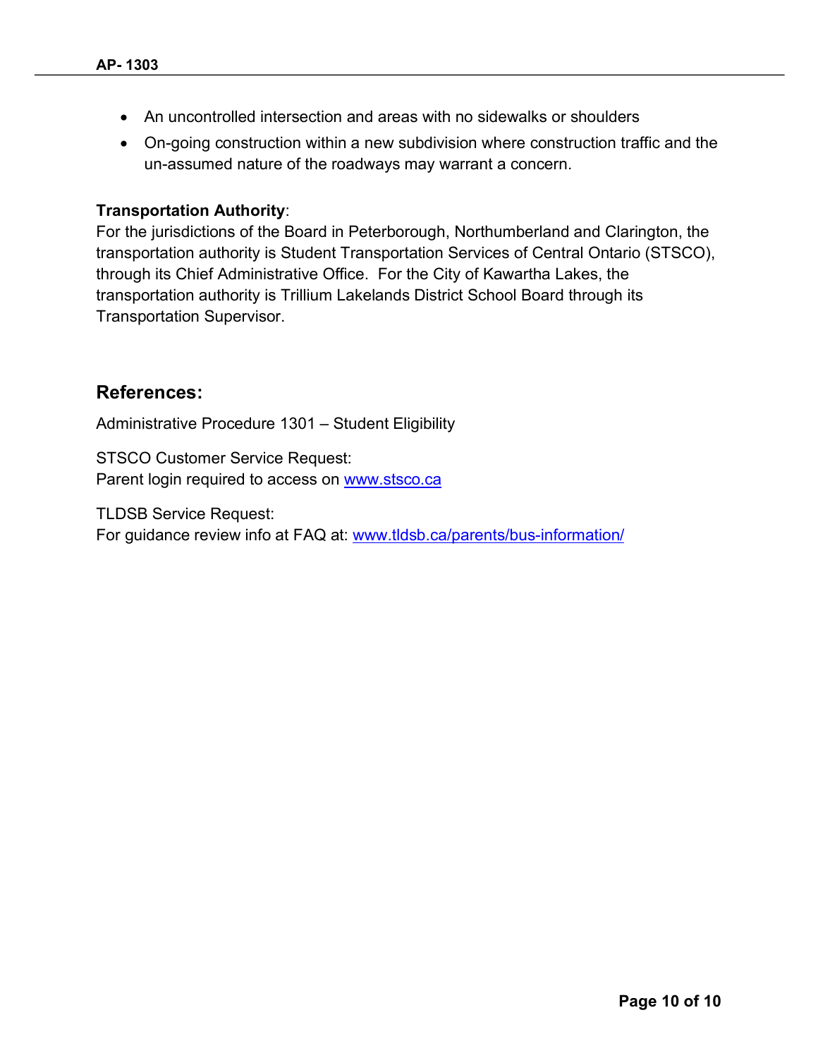- An uncontrolled intersection and areas with no sidewalks or shoulders
- On-going construction within a new subdivision where construction traffic and the un-assumed nature of the roadways may warrant a concern.

**Transportation Authority**:
For the jurisdictions of the Board in Peterborough, Northumberland and Clarington, the transportation authority is Student Transportation Services of Central Ontario (STSCO), through its Chief Administrative Office. For the City of Kawartha Lakes, the transportation authority is Trillium Lakelands District School Board through its Transportation Supervisor.

## References:

Administrative Procedure 1301 – Student Eligibility

STSCO Customer Service Request:
Parent login required to access on [www.stsco.ca](http://www.stsco.ca)

TLDSB Service Request:
For guidance review info at FAQ at: [www.tldsb.ca/parents/bus-information/](http://www.tldsb.ca/parents/bus-information/)